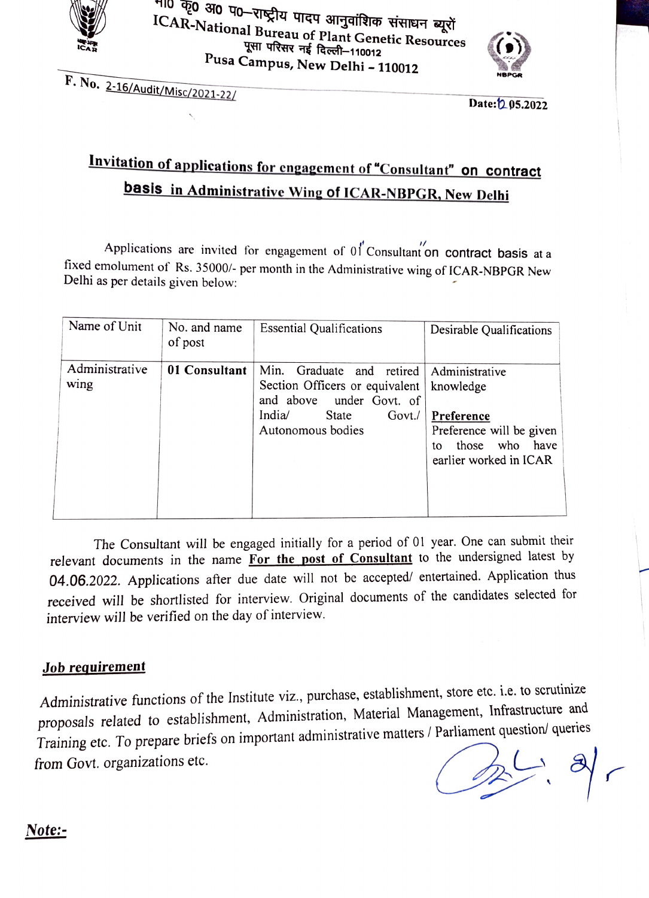भा0 कृ0 अ0 प0–राष्ट्रीय पादप आनुवांशिक संसाधन ब्यूरों
ICAR-National Bureau of Plant Genetic Resources
पूसा परिसर नई दिल्ली–110012
Pusa Campus, New Delhi – 110012

F. No. 2-16/Audit/Misc/2021-22/

Date: 12.05.2022

## Invitation of applications for engagement of "Consultant" on contract basis in Administrative Wing of ICAR-NBPGR, New Delhi

Applications are invited for engagement of 01 "Consultant" on contract basis at a fixed emolument of Rs. 35000/- per month in the Administrative wing of ICAR-NBPGR New Delhi as per details given below:

| Name of Unit | No. and name of post | Essential Qualifications | Desirable Qualifications |
|---|---|---|---|
| Administrative wing | **01 Consultant** | Min. Graduate and retired Section Officers or equivalent and above under Govt. of India/ State Govt./ Autonomous bodies | Administrative knowledge<br><br>**Preference**<br>Preference will be given to those who have earlier worked in ICAR |

The Consultant will be engaged initially for a period of 01 year. One can submit their relevant documents in the name **For the post of Consultant** to the undersigned latest by 04.06.2022. Applications after due date will not be accepted/ entertained. Application thus received will be shortlisted for interview. Original documents of the candidates selected for interview will be verified on the day of interview.

**Job requirement**

Administrative functions of the Institute viz., purchase, establishment, store etc. i.e. to scrutinize proposals related to establishment, Administration, Material Management, Infrastructure and Training etc. To prepare briefs on important administrative matters / Parliament question/ queries from Govt. organizations etc.

**Note:-**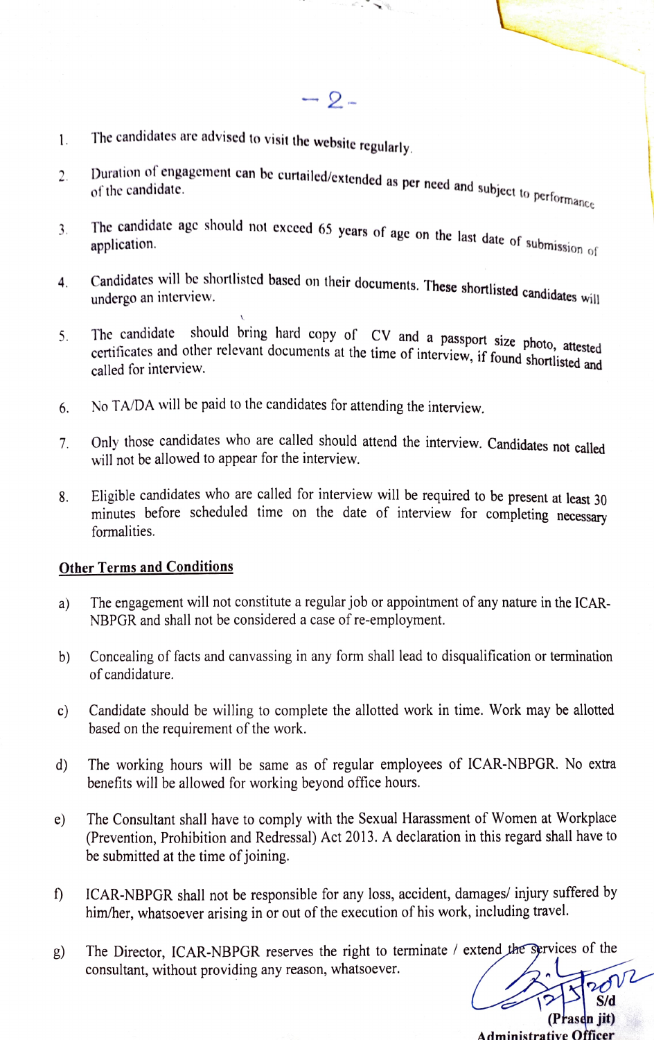1. The candidates are advised to visit the website regularly.

2. Duration of engagement can be curtailed/extended as per need and subject to performance of the candidate.

3. The candidate age should not exceed 65 years of age on the last date of submission of application.

4. Candidates will be shortlisted based on their documents. These shortlisted candidates will undergo an interview.

5. The candidate should bring hard copy of CV and a passport size photo, attested certificates and other relevant documents at the time of interview, if found shortlisted and called for interview.

6. No TA/DA will be paid to the candidates for attending the interview.

7. Only those candidates who are called should attend the interview. Candidates not called will not be allowed to appear for the interview.

8. Eligible candidates who are called for interview will be required to be present at least 30 minutes before scheduled time on the date of interview for completing necessary formalities.

**Other Terms and Conditions**

a) The engagement will not constitute a regular job or appointment of any nature in the ICAR-NBPGR and shall not be considered a case of re-employment.

b) Concealing of facts and canvassing in any form shall lead to disqualification or termination of candidature.

c) Candidate should be willing to complete the allotted work in time. Work may be allotted based on the requirement of the work.

d) The working hours will be same as of regular employees of ICAR-NBPGR. No extra benefits will be allowed for working beyond office hours.

e) The Consultant shall have to comply with the Sexual Harassment of Women at Workplace (Prevention, Prohibition and Redressal) Act 2013. A declaration in this regard shall have to be submitted at the time of joining.

f) ICAR-NBPGR shall not be responsible for any loss, accident, damages/ injury suffered by him/her, whatsoever arising in or out of the execution of his work, including travel.

g) The Director, ICAR-NBPGR reserves the right to terminate / extend the services of the consultant, without providing any reason, whatsoever.

12/5/2022

S/d

(Prasenjit)

Administrative Officer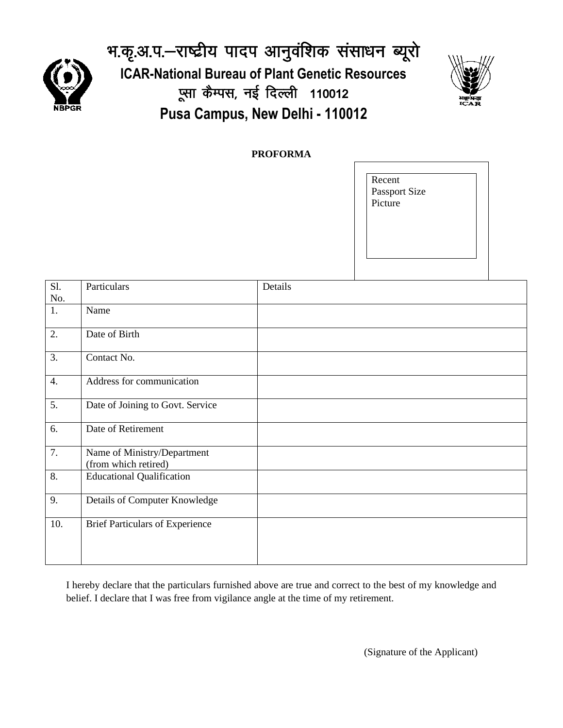# भ.कृ.अ.प.–राष्ट्रीय पादप आनुवंशिक संसाधन ब्यूरो

## ICAR-National Bureau of Plant Genetic Resources

## पूसा कैम्पस, नई दिल्ली 110012

## Pusa Campus, New Delhi - 110012

**PROFORMA**

Recent Passport Size Picture

| Sl. No. | Particulars | Details |
|---|---|---|
| 1. | Name | |
| 2. | Date of Birth | |
| 3. | Contact No. | |
| 4. | Address for communication | |
| 5. | Date of Joining to Govt. Service | |
| 6. | Date of Retirement | |
| 7. | Name of Ministry/Department (from which retired) | |
| 8. | Educational Qualification | |
| 9. | Details of Computer Knowledge | |
| 10. | Brief Particulars of Experience | |

I hereby declare that the particulars furnished above are true and correct to the best of my knowledge and belief. I declare that I was free from vigilance angle at the time of my retirement.

(Signature of the Applicant)